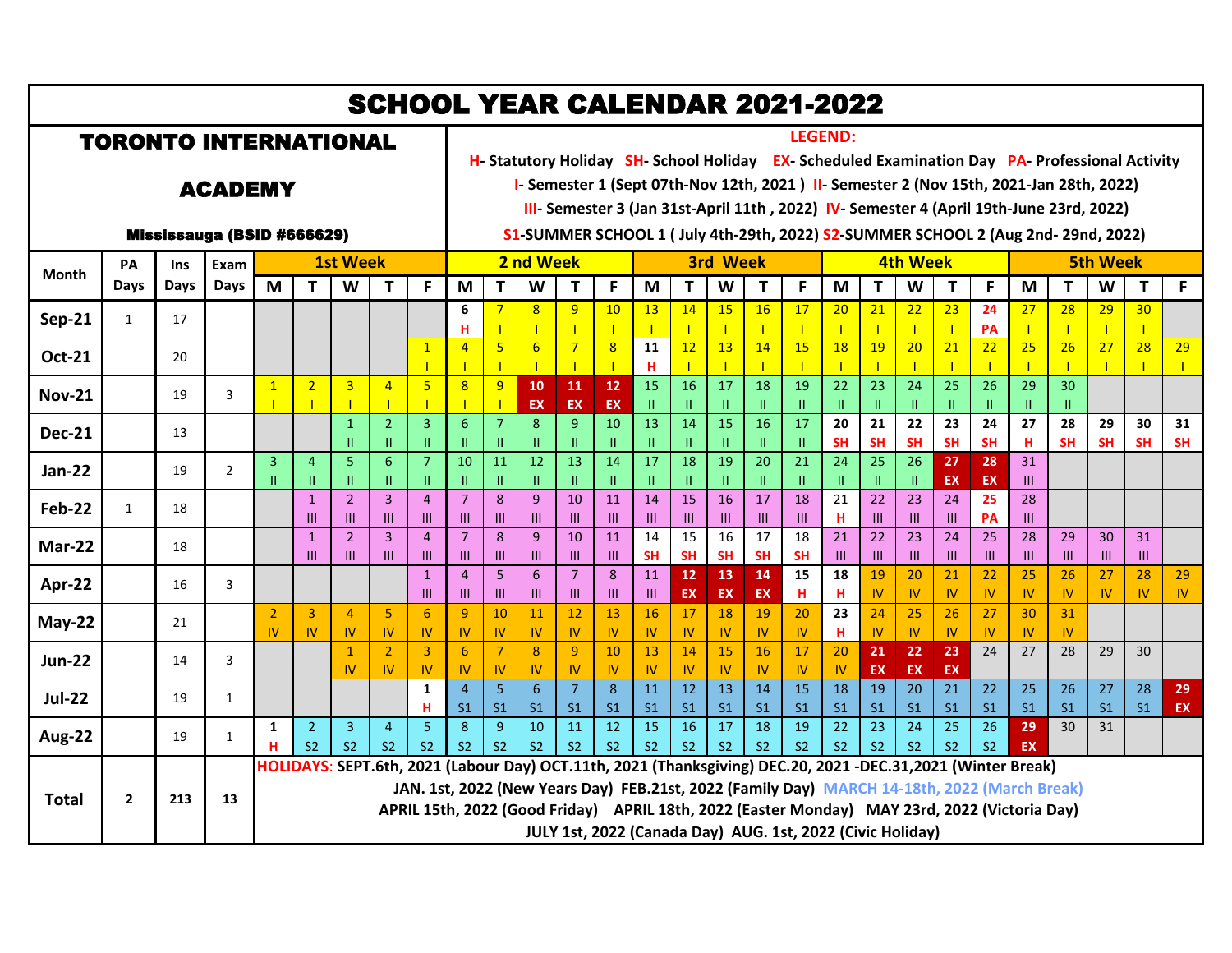# SCHOOL YEAR CALENDAR 2021-2022

## TORONTO INTERNATIONAL ACADEMY

**Mississauga (BSID #666629)**

**LEGEND:**

H- Statutory Holiday SH- School Holiday EX- Scheduled Examination Day PA- Professional Activity

I- Semester 1 (Sept 07th-Nov 12th, 2021 ) II- Semester 2 (Nov 15th, 2021-Jan 28th, 2022)

III- Semester 3 (Jan 31st-April 11th , 2022) IV- Semester 4 (April 19th-June 23rd, 2022)

S1-SUMMER SCHOOL 1 ( July 4th-29th, 2022) S2-SUMMER SCHOOL 2 (Aug 2nd- 29nd, 2022)

| Month | PA Days | Ins Days | Exam Days | 1st Week | | | | | 2 nd Week | | | | | 3rd Week | | | | | 4th Week | | | | | 5th Week | | | | |
|---|---|---|---|---|---|---|---|---|---|---|---|---|---|---|---|---|---|---|---|---|---|---|---|---|---|---|---|---|
| | | | | M | T | W | T | F | M | T | W | T | F | M | T | W | T | F | M | T | W | T | F | M | T | W | T | F |
| Sep-21 | 1 | 17 | | | | | | | 6 H | 7 I | 8 I | 9 I | 10 I | 13 I | 14 I | 15 I | 16 I | 17 I | 20 I | 21 I | 22 I | 23 I | 24 PA | 27 I | 28 I | 29 I | 30 I | |
| Oct-21 | | 20 | | | | | | 1 I | 4 I | 5 I | 6 I | 7 I | 8 I | 11 H | 12 I | 13 I | 14 I | 15 I | 18 I | 19 I | 20 I | 21 I | 22 I | 25 I | 26 I | 27 I | 28 I | 29 I |
| Nov-21 | | 19 | 3 | 1 I | 2 I | 3 I | 4 I | 5 I | 8 I | 9 I | 10 EX | 11 EX | 12 EX | 15 II | 16 II | 17 II | 18 II | 19 II | 22 II | 23 II | 24 II | 25 II | 26 II | 29 II | 30 II | | | |
| Dec-21 | | 13 | | | | 1 II | 2 II | 3 II | 6 II | 7 II | 8 II | 9 II | 10 II | 13 II | 14 II | 15 II | 16 II | 17 II | 20 SH | 21 SH | 22 SH | 23 SH | 24 SH | 27 H | 28 SH | 29 SH | 30 SH | 31 SH |
| Jan-22 | | 19 | 2 | 3 II | 4 II | 5 II | 6 II | 7 II | 10 II | 11 II | 12 II | 13 II | 14 II | 17 II | 18 II | 19 II | 20 II | 21 II | 24 II | 25 II | 26 II | 27 EX | 28 EX | 31 III | | | | |
| Feb-22 | 1 | 18 | | | 1 III | 2 III | 3 III | 4 III | 7 III | 8 III | 9 III | 10 III | 11 III | 14 III | 15 III | 16 III | 17 III | 18 III | 21 H | 22 III | 23 III | 24 III | 25 PA | 28 III | | | | |
| Mar-22 | | 18 | | | 1 III | 2 III | 3 III | 4 III | 7 III | 8 III | 9 III | 10 III | 11 III | 14 SH | 15 SH | 16 SH | 17 SH | 18 SH | 21 III | 22 III | 23 III | 24 III | 25 III | 28 III | 29 III | 30 III | 31 III | |
| Apr-22 | | 16 | 3 | | | | | 1 III | 4 III | 5 III | 6 III | 7 III | 8 III | 11 III | 12 EX | 13 EX | 14 EX | 15 H | 18 H | 19 IV | 20 IV | 21 IV | 22 IV | 25 IV | 26 IV | 27 IV | 28 IV | 29 IV |
| May-22 | | 21 | | 2 IV | 3 IV | 4 IV | 5 IV | 6 IV | 9 IV | 10 IV | 11 IV | 12 IV | 13 IV | 16 IV | 17 IV | 18 IV | 19 IV | 20 IV | 23 H | 24 IV | 25 IV | 26 IV | 27 IV | 30 IV | 31 IV | | | |
| Jun-22 | | 14 | 3 | | | 1 IV | 2 IV | 3 IV | 6 IV | 7 IV | 8 IV | 9 IV | 10 IV | 13 IV | 14 IV | 15 IV | 16 IV | 17 IV | 20 IV | 21 EX | 22 EX | 23 EX | 24 | 27 | 28 | 29 | 30 | |
| Jul-22 | | 19 | 1 | | | | | 1 H | 4 S1 | 5 S1 | 6 S1 | 7 S1 | 8 S1 | 11 S1 | 12 S1 | 13 S1 | 14 S1 | 15 S1 | 18 S1 | 19 S1 | 20 S1 | 21 S1 | 22 S1 | 25 S1 | 26 S1 | 27 S1 | 28 S1 | 29 EX |
| Aug-22 | | 19 | 1 | 1 H | 2 S2 | 3 S2 | 4 S2 | 5 S2 | 8 S2 | 9 S2 | 10 S2 | 11 S2 | 12 S2 | 15 S2 | 16 S2 | 17 S2 | 18 S2 | 19 S2 | 22 S2 | 23 S2 | 24 S2 | 25 S2 | 26 S2 | 29 EX | 30 | 31 | | |
| Total | 2 | 213 | 13 | | | | | | | | | | | | | | | | | | | | | | | | | |

HOLIDAYS: SEPT.6th, 2021 (Labour Day) OCT.11th, 2021 (Thanksgiving) DEC.20, 2021 -DEC.31,2021 (Winter Break) JAN. 1st, 2022 (New Years Day) FEB.21st, 2022 (Family Day) MARCH 14-18th, 2022 (March Break) APRIL 15th, 2022 (Good Friday) APRIL 18th, 2022 (Easter Monday) MAY 23rd, 2022 (Victoria Day) JULY 1st, 2022 (Canada Day) AUG. 1st, 2022 (Civic Holiday)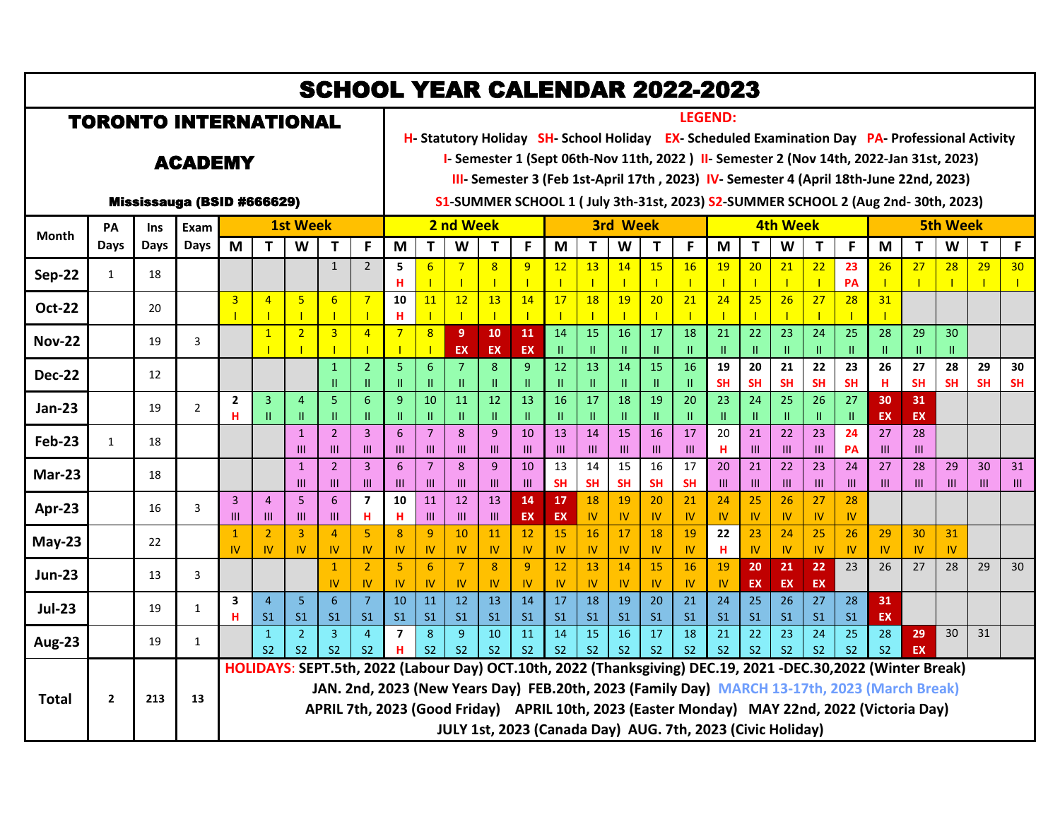# SCHOOL YEAR CALENDAR 2022-2023

## TORONTO INTERNATIONAL ACADEMY

**Mississauga (BSID #666629)**

**LEGEND:**

**H**- Statutory Holiday **SH**- School Holiday **EX**- Scheduled Examination Day **PA**- Professional Activity

**I**- Semester 1 (Sept 06th-Nov 11th, 2022 ) **II**- Semester 2 (Nov 14th, 2022-Jan 31st, 2023)

**III**- Semester 3 (Feb 1st-April 17th , 2023) **IV**- Semester 4 (April 18th-June 22nd, 2023)

**S1**-SUMMER SCHOOL 1 ( July 3th-31st, 2023) **S2**-SUMMER SCHOOL 2 (Aug 2nd- 30th, 2023)

| Month | PA Days | Ins Days | Exam Days | 1st Week M | T | W | T | F | 2 nd Week M | T | W | T | F | 3rd Week M | T | W | T | F | 4th Week M | T | W | T | F | 5th Week M | T | W | T | F |
|---|---|---|---|---|---|---|---|---|---|---|---|---|---|---|---|---|---|---|---|---|---|---|---|---|---|---|---|---|
| Sep-22 | 1 | 18 | | | | | 1 | 2 | 5 H | 6 I | 7 I | 8 I | 9 I | 12 I | 13 I | 14 I | 15 I | 16 I | 19 I | 20 I | 21 I | 22 I | 23 PA | 26 I | 27 I | 28 I | 29 I | 30 I |
| Oct-22 | | 20 | | 3 I | 4 I | 5 I | 6 I | 7 I | 10 H | 11 I | 12 I | 13 I | 14 I | 17 I | 18 I | 19 I | 20 I | 21 I | 24 I | 25 I | 26 I | 27 I | 28 I | 31 I | | | | |
| Nov-22 | | 19 | 3 | | 1 I | 2 I | 3 I | 4 I | 7 I | 8 I | 9 EX | 10 EX | 11 EX | 14 II | 15 II | 16 II | 17 II | 18 II | 21 II | 22 II | 23 II | 24 II | 25 II | 28 II | 29 II | 30 II | | |
| Dec-22 | | 12 | | | | | 1 II | 2 II | 5 II | 6 II | 7 II | 8 II | 9 II | 12 II | 13 II | 14 II | 15 II | 16 II | 19 SH | 20 SH | 21 SH | 22 SH | 23 SH | 26 H | 27 SH | 28 SH | 29 SH | 30 SH |
| Jan-23 | | 19 | 2 | 2 H | 3 II | 4 II | 5 II | 6 II | 9 II | 10 II | 11 II | 12 II | 13 II | 16 II | 17 II | 18 II | 19 II | 20 II | 23 II | 24 II | 25 II | 26 II | 27 II | 30 EX | 31 EX | | | |
| Feb-23 | 1 | 18 | | | | 1 III | 2 III | 3 III | 6 III | 7 III | 8 III | 9 III | 10 III | 13 III | 14 III | 15 III | 16 III | 17 III | 20 H | 21 III | 22 III | 23 III | 24 PA | 27 III | 28 III | | | |
| Mar-23 | | 18 | | | | 1 III | 2 III | 3 III | 6 III | 7 III | 8 III | 9 III | 10 III | 13 SH | 14 SH | 15 SH | 16 SH | 17 SH | 20 III | 21 III | 22 III | 23 III | 24 III | 27 III | 28 III | 29 III | 30 III | 31 III |
| Apr-23 | | 16 | 3 | 3 III | 4 III | 5 III | 6 III | 7 H | 10 H | 11 III | 12 III | 13 III | 14 EX | 17 EX | 18 IV | 19 IV | 20 IV | 21 IV | 24 IV | 25 IV | 26 IV | 27 IV | 28 IV | | | | | |
| May-23 | | 22 | | 1 IV | 2 IV | 3 IV | 4 IV | 5 IV | 8 IV | 9 IV | 10 IV | 11 IV | 12 IV | 15 IV | 16 IV | 17 IV | 18 IV | 19 IV | 22 H | 23 IV | 24 IV | 25 IV | 26 IV | 29 IV | 30 IV | 31 IV | | |
| Jun-23 | | 13 | 3 | | | | 1 IV | 2 IV | 5 IV | 6 IV | 7 IV | 8 IV | 9 IV | 12 IV | 13 IV | 14 IV | 15 IV | 16 IV | 19 IV | 20 EX | 21 EX | 22 EX | 23 | 26 | 27 | 28 | 29 | 30 |
| Jul-23 | | 19 | 1 | 3 H | 4 S1 | 5 S1 | 6 S1 | 7 S1 | 10 S1 | 11 S1 | 12 S1 | 13 S1 | 14 S1 | 17 S1 | 18 S1 | 19 S1 | 20 S1 | 21 S1 | 24 S1 | 25 S1 | 26 S1 | 27 S1 | 28 S1 | 31 EX | | | | |
| Aug-23 | | 19 | 1 | | 1 S2 | 2 S2 | 3 S2 | 4 S2 | 7 H | 8 S2 | 9 S2 | 10 S2 | 11 S2 | 14 S2 | 15 S2 | 16 S2 | 17 S2 | 18 S2 | 21 S2 | 22 S2 | 23 S2 | 24 S2 | 25 S2 | 28 S2 | 29 EX | 30 | 31 | |
| Total | 2 | 213 | 13 | | | | | | | | | | | | | | | | | | | | | | | | | |

**HOLIDAYS: SEPT.5th, 2022 (Labour Day) OCT.10th, 2022 (Thanksgiving) DEC.19, 2021 -DEC.30,2022 (Winter Break) JAN. 2nd, 2023 (New Years Day) FEB.20th, 2023 (Family Day) MARCH 13-17th, 2023 (March Break) APRIL 7th, 2023 (Good Friday) APRIL 10th, 2023 (Easter Monday) MAY 22nd, 2022 (Victoria Day) JULY 1st, 2023 (Canada Day) AUG. 7th, 2023 (Civic Holiday)**